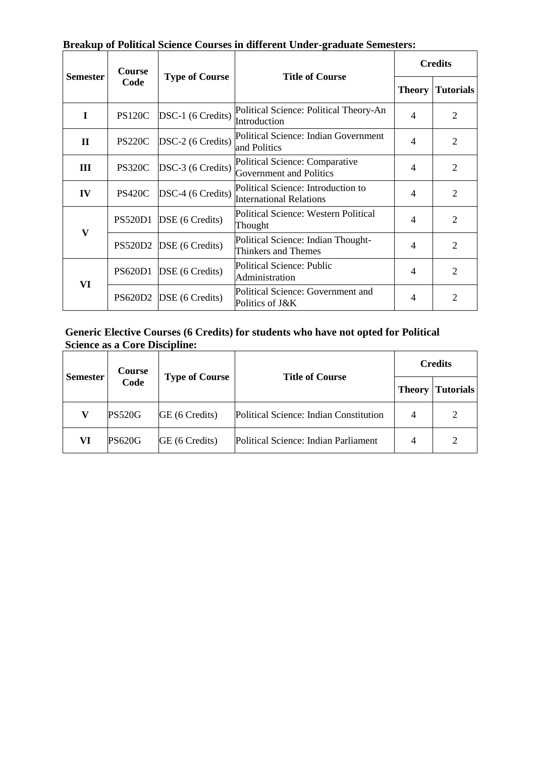**Breakup of Political Science Courses in different Under-graduate Semesters:**

| Semester | Course Code | Type of Course | Title of Course | Credits | |
|---|---|---|---|---|---|
| | | | | Theory | Tutorials |
| I | PS120C | DSC-1 (6 Credits) | Political Science: Political Theory-An Introduction | 4 | 2 |
| II | PS220C | DSC-2 (6 Credits) | Political Science: Indian Government and Politics | 4 | 2 |
| III | PS320C | DSC-3 (6 Credits) | Political Science: Comparative Government and Politics | 4 | 2 |
| IV | PS420C | DSC-4 (6 Credits) | Political Science: Introduction to International Relations | 4 | 2 |
| V | PS520D1 | DSE (6 Credits) | Political Science: Western Political Thought | 4 | 2 |
| | PS520D2 | DSE (6 Credits) | Political Science: Indian Thought-Thinkers and Themes | 4 | 2 |
| VI | PS620D1 | DSE (6 Credits) | Political Science: Public Administration | 4 | 2 |
| | PS620D2 | DSE (6 Credits) | Political Science: Government and Politics of J&K | 4 | 2 |

**Generic Elective Courses (6 Credits) for students who have not opted for Political Science as a Core Discipline:**

| Semester | Course Code | Type of Course | Title of Course | Credits | |
|---|---|---|---|---|---|
| | | | | Theory | Tutorials |
| V | PS520G | GE (6 Credits) | Political Science: Indian Constitution | 4 | 2 |
| VI | PS620G | GE (6 Credits) | Political Science: Indian Parliament | 4 | 2 |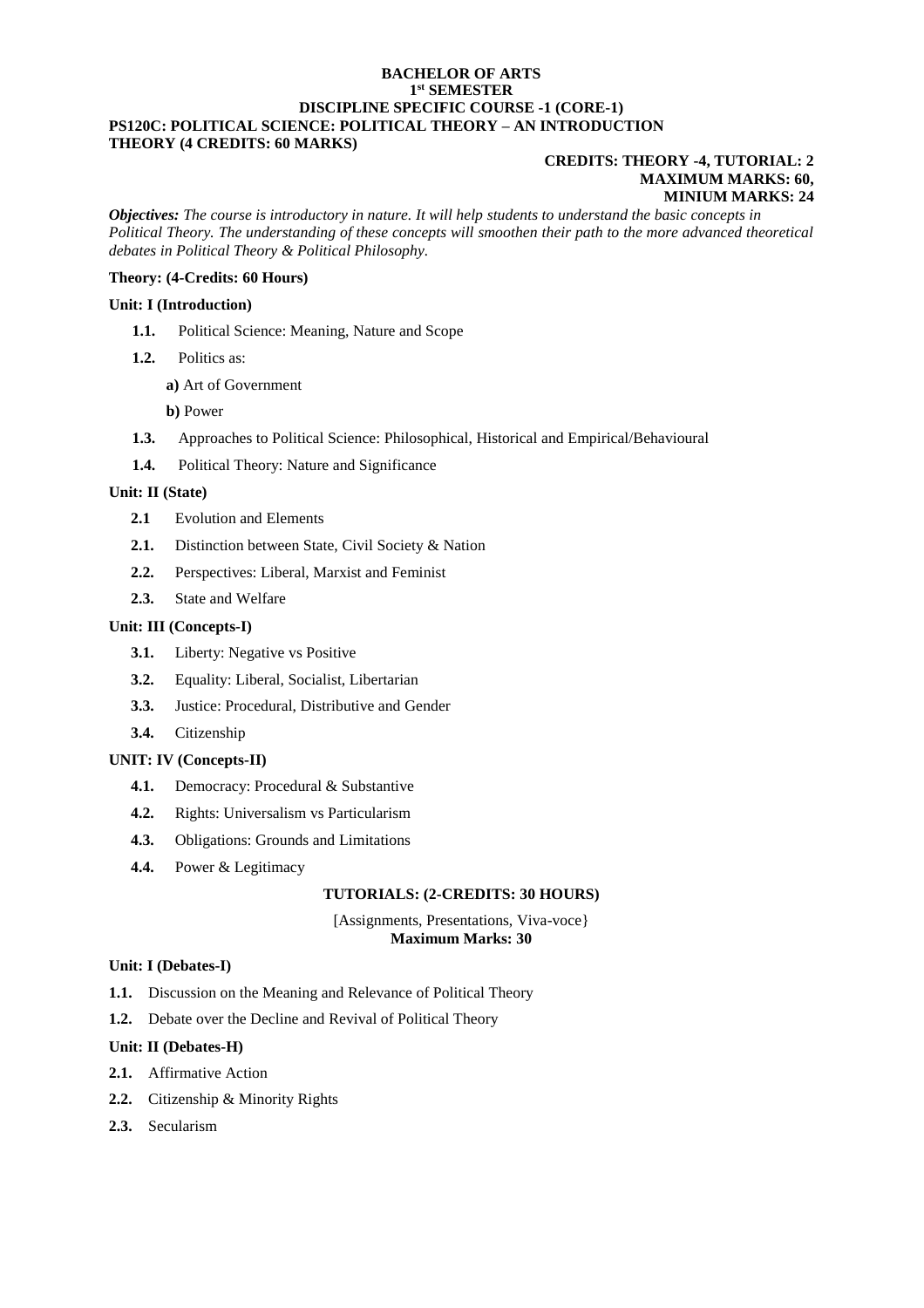**BACHELOR OF ARTS**
**1st SEMESTER**
**DISCIPLINE SPECIFIC COURSE -1 (CORE-1)**
**PS120C: POLITICAL SCIENCE: POLITICAL THEORY – AN INTRODUCTION**
**THEORY (4 CREDITS: 60 MARKS)**

**CREDITS: THEORY -4, TUTORIAL: 2**
**MAXIMUM MARKS: 60,**
**MINIUM MARKS: 24**

***Objectives:*** *The course is introductory in nature. It will help students to understand the basic concepts in Political Theory. The understanding of these concepts will smoothen their path to the more advanced theoretical debates in Political Theory & Political Philosophy.*

**Theory: (4-Credits: 60 Hours)**

**Unit: I (Introduction)**

- **1.1.** Political Science: Meaning, Nature and Scope
- **1.2.** Politics as:
  - **a)** Art of Government
  - **b)** Power
- **1.3.** Approaches to Political Science: Philosophical, Historical and Empirical/Behavioural
- **1.4.** Political Theory: Nature and Significance

**Unit: II (State)**

- **2.1** Evolution and Elements
- **2.1.** Distinction between State, Civil Society & Nation
- **2.2.** Perspectives: Liberal, Marxist and Feminist
- **2.3.** State and Welfare

**Unit: III (Concepts-I)**

- **3.1.** Liberty: Negative vs Positive
- **3.2.** Equality: Liberal, Socialist, Libertarian
- **3.3.** Justice: Procedural, Distributive and Gender
- **3.4.** Citizenship

**UNIT: IV (Concepts-II)**

- **4.1.** Democracy: Procedural & Substantive
- **4.2.** Rights: Universalism vs Particularism
- **4.3.** Obligations: Grounds and Limitations
- **4.4.** Power & Legitimacy

**TUTORIALS: (2-CREDITS: 30 HOURS)**

[Assignments, Presentations, Viva-voce}
**Maximum Marks: 30**

**Unit: I (Debates-I)**

- **1.1.** Discussion on the Meaning and Relevance of Political Theory
- **1.2.** Debate over the Decline and Revival of Political Theory

**Unit: II (Debates-H)**

- **2.1.** Affirmative Action
- **2.2.** Citizenship & Minority Rights
- **2.3.** Secularism